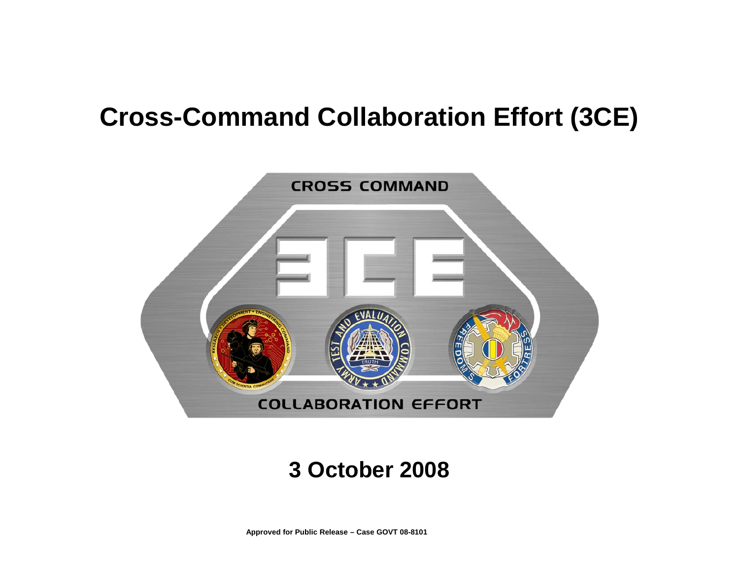# Cross-Command Collaboration Effort (3CE)

## 3 October 2008

**Approved for Public Release – Case GOVT 08-8101**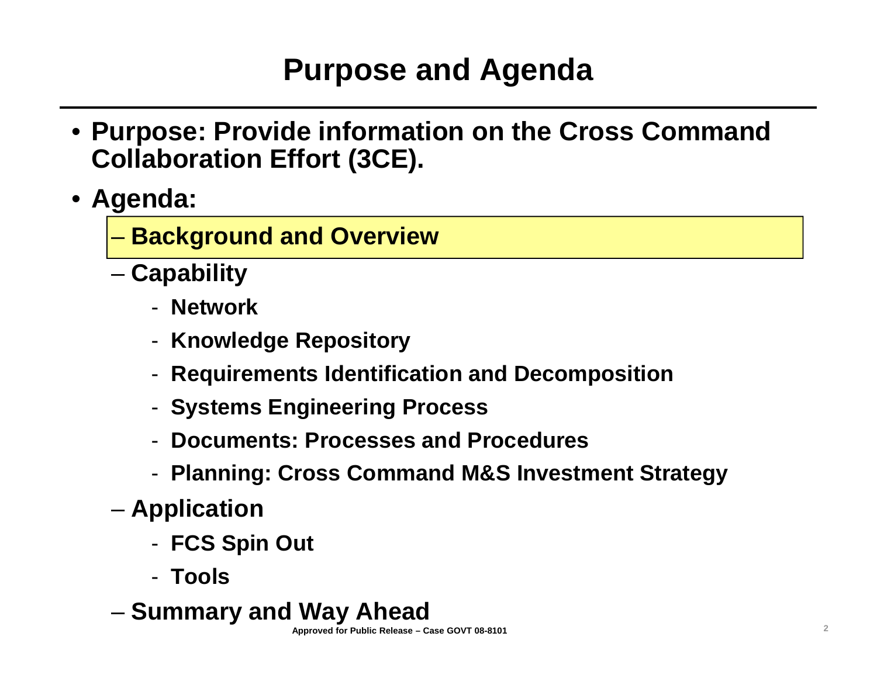# Purpose and Agenda

- **Purpose: Provide information on the Cross Command Collaboration Effort (3CE).**
- **Agenda:**
  - **Background and Overview**
  - **Capability**
    - **Network**
    - **Knowledge Repository**
    - **Requirements Identification and Decomposition**
    - **Systems Engineering Process**
    - **Documents: Processes and Procedures**
    - **Planning: Cross Command M&S Investment Strategy**
  - **Application**
    - **FCS Spin Out**
    - **Tools**
  - **Summary and Way Ahead**

**Approved for Public Release – Case GOVT 08-8101**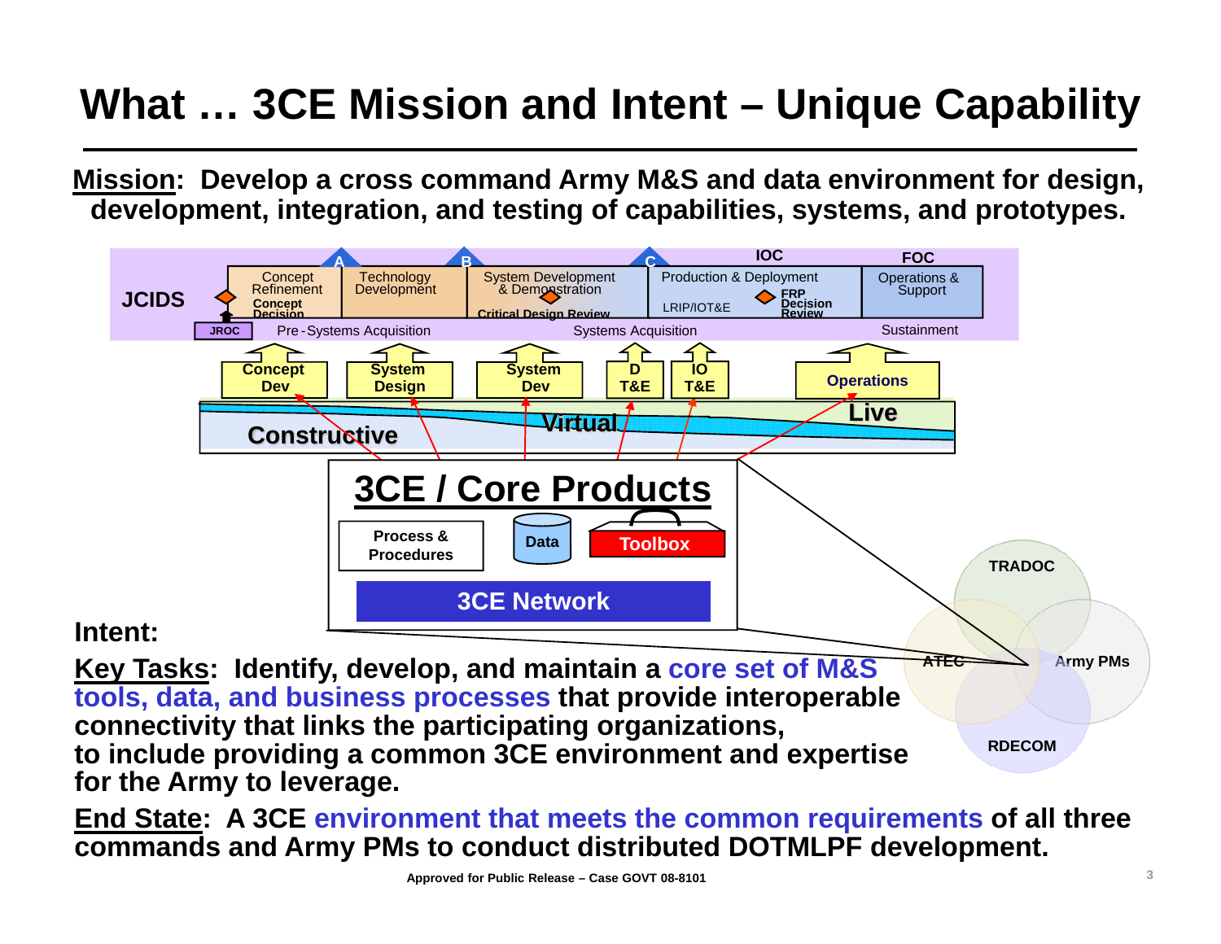# What … 3CE Mission and Intent – Unique Capability

**Mission: Develop a cross command Army M&S and data environment for design, development, integration, and testing of capabilities, systems, and prototypes.**

JCIDS

A | B | C | IOC | FOC

Concept Refinement | Technology Development | System Development & Demonstration | Production & Deployment | Operations & Support

Concept Decision | Critical Design Review | LRIP/IOT&E | FRP Decision Review

JROC | Pre-Systems Acquisition | Systems Acquisition | Sustainment

Concept Dev | System Design | System Dev | D T&E | IO T&E | Operations

Constructive | Virtual | Live

**3CE / Core Products**

Process & Procedures | Data | Toolbox

3CE Network

TRADOC | ATEC | Army PMs | RDECOM

**Intent:**

**Key Tasks: Identify, develop, and maintain a core set of M&S tools, data, and business processes that provide interoperable connectivity that links the participating organizations, to include providing a common 3CE environment and expertise for the Army to leverage.**

**End State: A 3CE environment that meets the common requirements of all three commands and Army PMs to conduct distributed DOTMLPF development.**

Approved for Public Release – Case GOVT 08-8101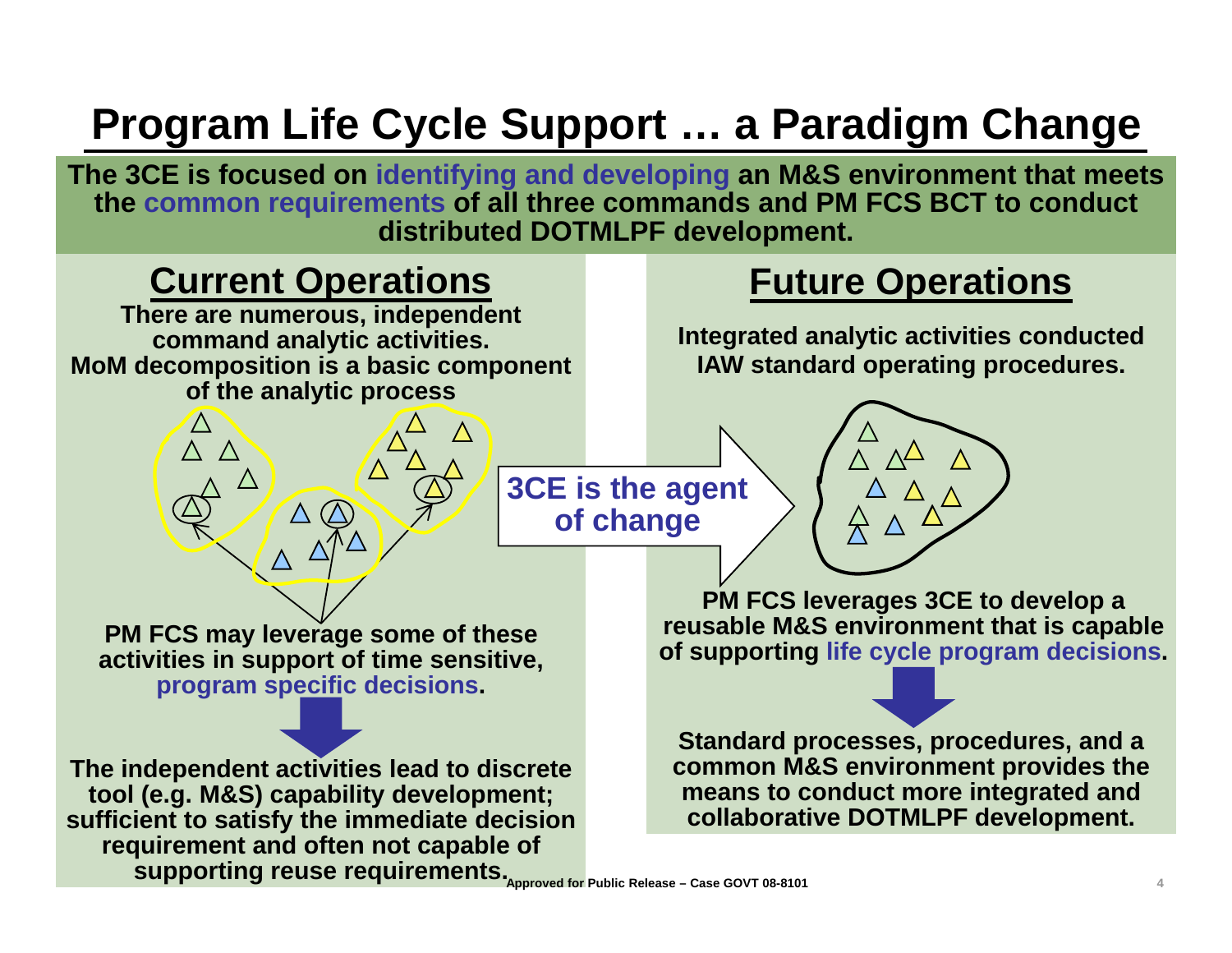# Program Life Cycle Support … a Paradigm Change

**The 3CE is focused on identifying and developing an M&S environment that meets the common requirements of all three commands and PM FCS BCT to conduct distributed DOTMLPF development.**

## Current Operations

**There are numerous, independent command analytic activities.**
**MoM decomposition is a basic component of the analytic process**

**PM FCS may leverage some of these activities in support of time sensitive, program specific decisions.**

**The independent activities lead to discrete tool (e.g. M&S) capability development; sufficient to satisfy the immediate decision requirement and often not capable of supporting reuse requirements.**

**3CE is the agent of change**

## Future Operations

**Integrated analytic activities conducted IAW standard operating procedures.**

**PM FCS leverages 3CE to develop a reusable M&S environment that is capable of supporting life cycle program decisions.**

**Standard processes, procedures, and a common M&S environment provides the means to conduct more integrated and collaborative DOTMLPF development.**

Approved for Public Release – Case GOVT 08-8101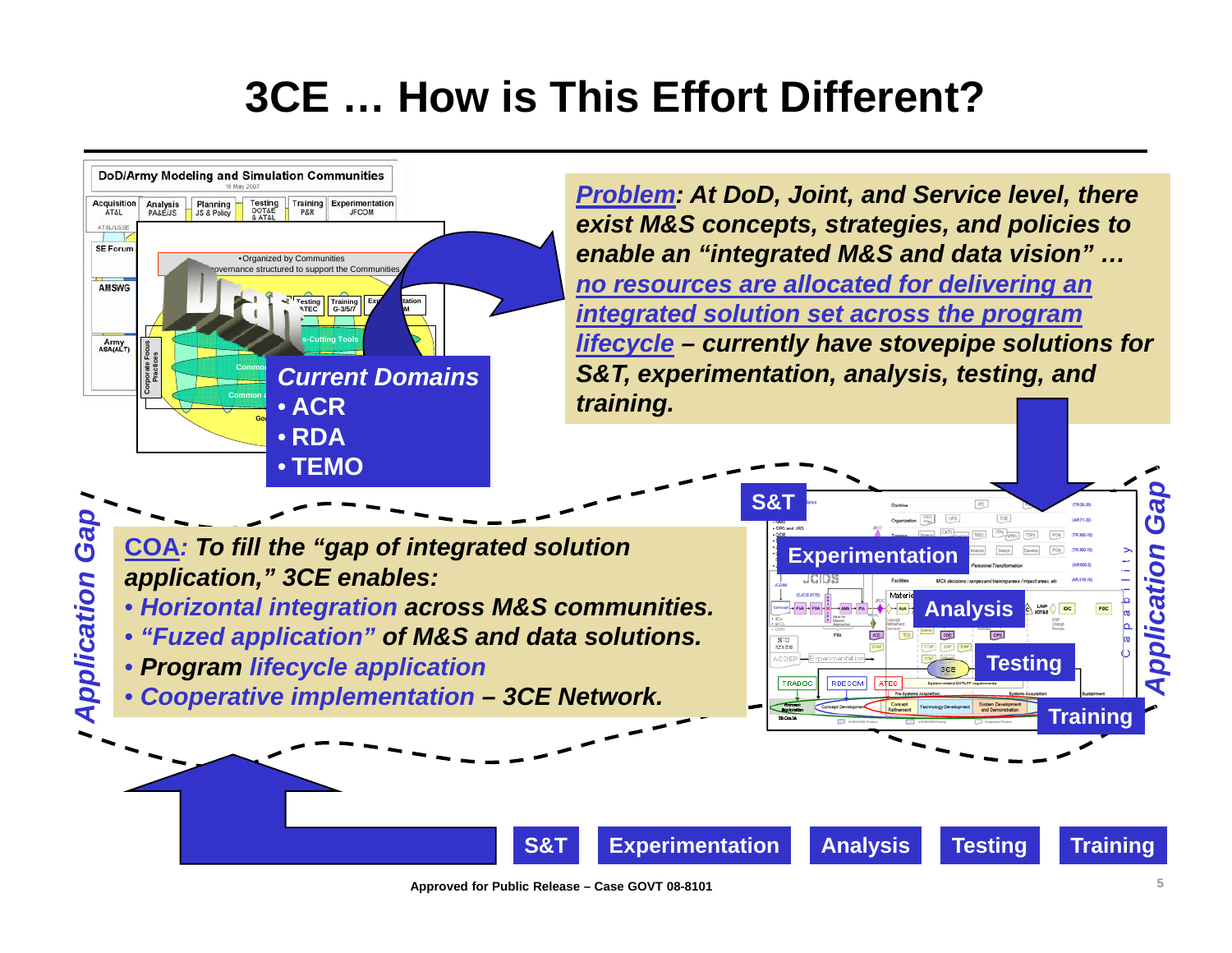# 3CE … How is This Effort Different?

***Problem*: At DoD, Joint, and Service level, there exist M&S concepts, strategies, and policies to enable an "integrated M&S and data vision" … *no resources are allocated for delivering an integrated solution set across the program lifecycle* – currently have stovepipe solutions for S&T, experimentation, analysis, testing, and training.**

***Current Domains***

- **ACR**
- **RDA**
- **TEMO**

***COA*: To fill the "gap of integrated solution application," 3CE enables:**

- ***Horizontal integration* across M&S communities.**
- ***"Fuzed application"* of M&S and data solutions.**
- ***Program lifecycle application***
- ***Cooperative implementation* – 3CE Network.**

*Application Gap*

*Application Gap*

Capability

**S&T** | **Experimentation** | **Analysis** | **Testing** | **Training**

Approved for Public Release – Case GOVT 08-8101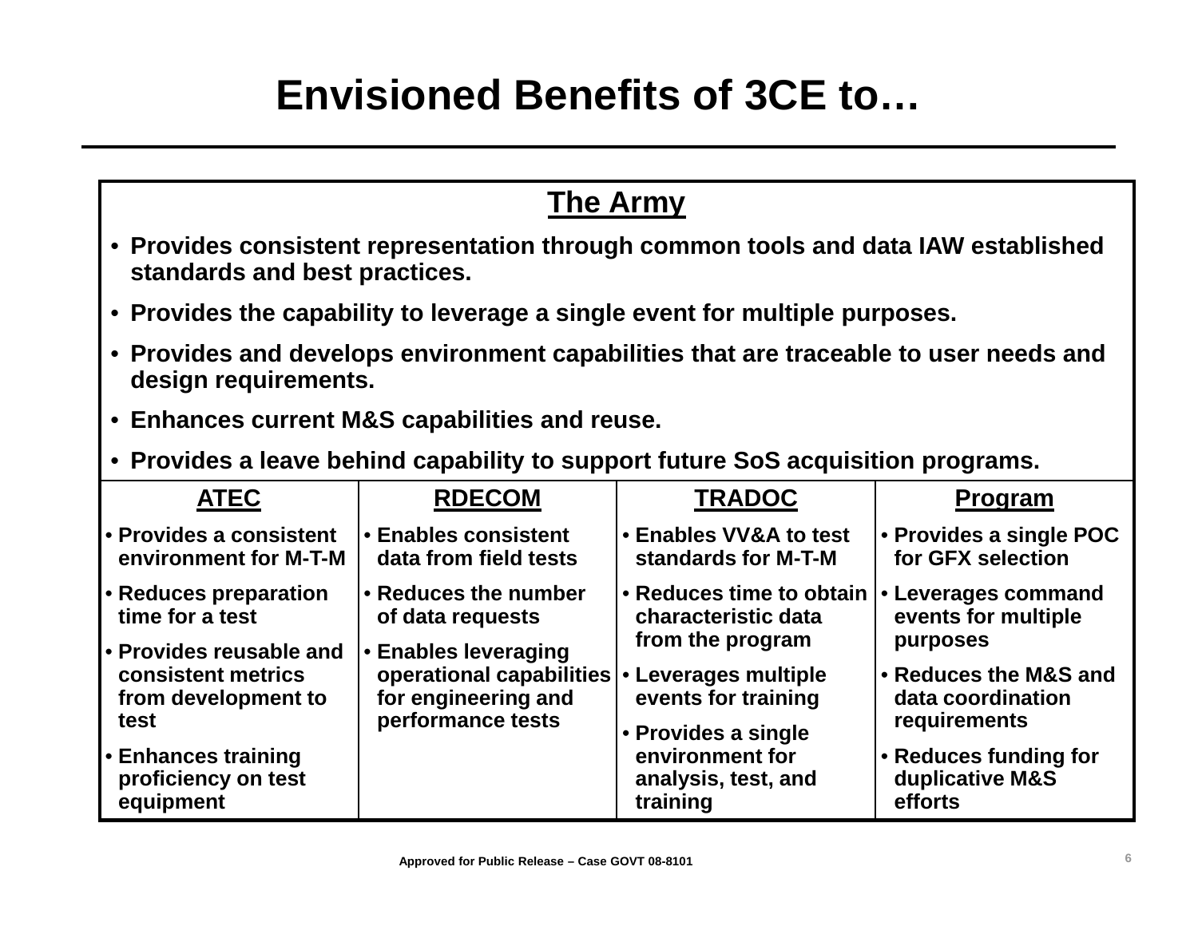# Envisioned Benefits of 3CE to…

## The Army

- **Provides consistent representation through common tools and data IAW established standards and best practices.**
- **Provides the capability to leverage a single event for multiple purposes.**
- **Provides and develops environment capabilities that are traceable to user needs and design requirements.**
- **Enhances current M&S capabilities and reuse.**
- **Provides a leave behind capability to support future SoS acquisition programs.**

| ATEC | RDECOM | TRADOC | Program |
|---|---|---|---|
| • Provides a consistent environment for M-T-M | • Enables consistent data from field tests | • Enables VV&A to test standards for M-T-M | • Provides a single POC for GFX selection |
| • Reduces preparation time for a test | • Reduces the number of data requests | • Reduces time to obtain characteristic data from the program | • Leverages command events for multiple purposes |
| • Provides reusable and consistent metrics from development to test | • Enables leveraging operational capabilities for engineering and performance tests | • Leverages multiple events for training | • Reduces the M&S and data coordination requirements |
| • Enhances training proficiency on test equipment | | • Provides a single environment for analysis, test, and training | • Reduces funding for duplicative M&S efforts |

Approved for Public Release – Case GOVT 08-8101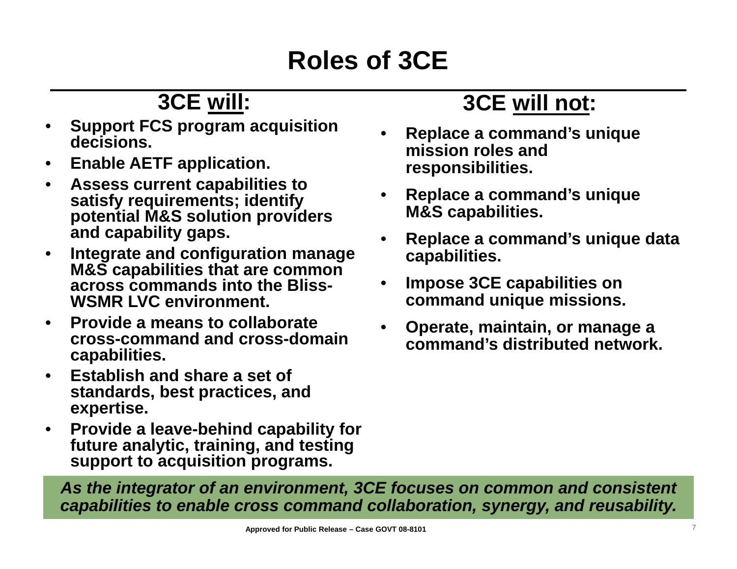# Roles of 3CE

## 3CE will:

- Support FCS program acquisition decisions.
- Enable AETF application.
- Assess current capabilities to satisfy requirements; identify potential M&S solution providers and capability gaps.
- Integrate and configuration manage M&S capabilities that are common across commands into the Bliss-WSMR LVC environment.
- Provide a means to collaborate cross-command and cross-domain capabilities.
- Establish and share a set of standards, best practices, and expertise.
- Provide a leave-behind capability for future analytic, training, and testing support to acquisition programs.

## 3CE will not:

- Replace a command's unique mission roles and responsibilities.
- Replace a command's unique M&S capabilities.
- Replace a command's unique data capabilities.
- Impose 3CE capabilities on command unique missions.
- Operate, maintain, or manage a command's distributed network.

***As the integrator of an environment, 3CE focuses on common and consistent capabilities to enable cross command collaboration, synergy, and reusability.***

Approved for Public Release – Case GOVT 08-8101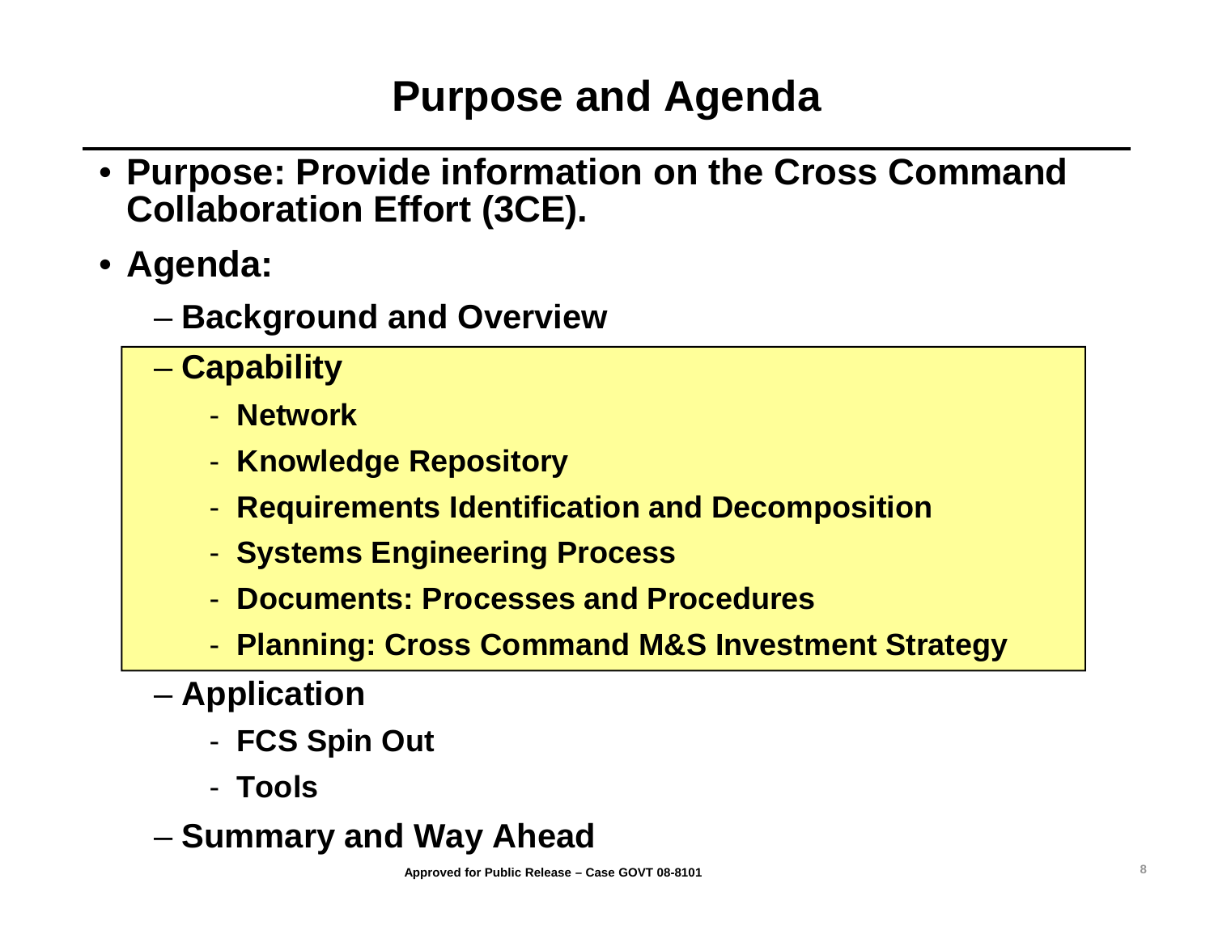# Purpose and Agenda

- **Purpose: Provide information on the Cross Command Collaboration Effort (3CE).**
- **Agenda:**
  - **Background and Overview**
  - **Capability**
    - **Network**
    - **Knowledge Repository**
    - **Requirements Identification and Decomposition**
    - **Systems Engineering Process**
    - **Documents: Processes and Procedures**
    - **Planning: Cross Command M&S Investment Strategy**
  - **Application**
    - **FCS Spin Out**
    - **Tools**
  - **Summary and Way Ahead**

**Approved for Public Release – Case GOVT 08-8101**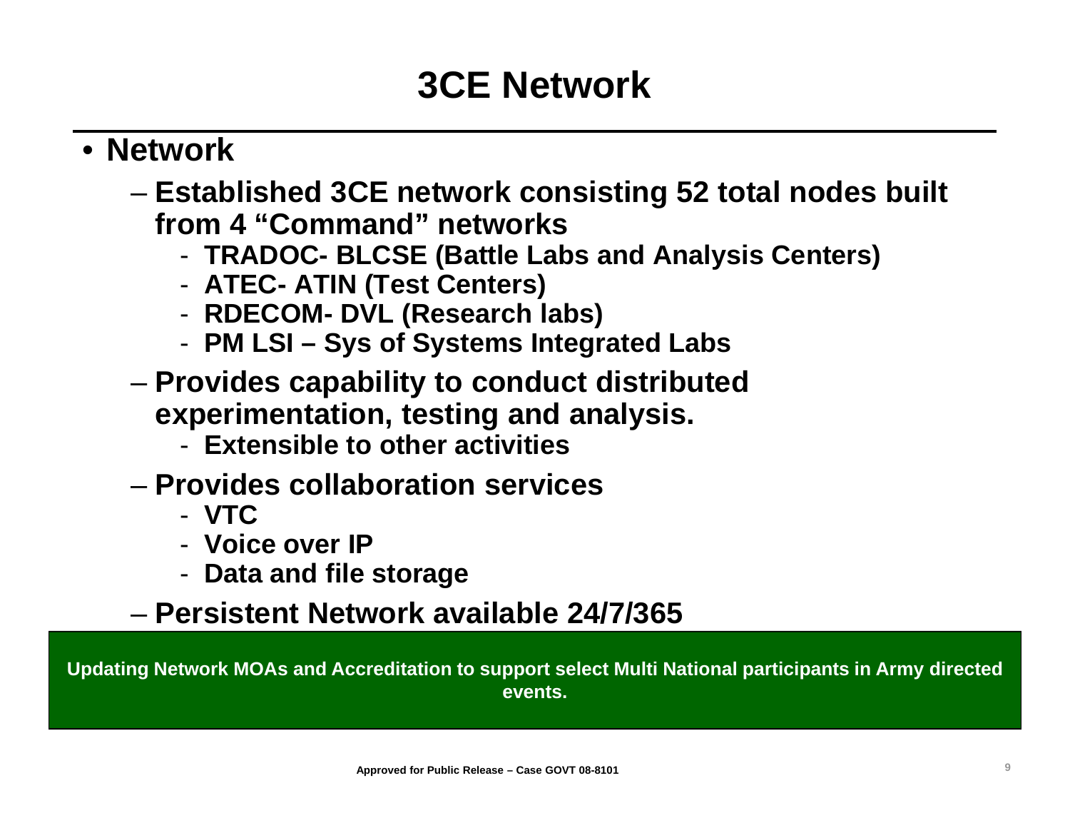# 3CE Network

- **Network**
  - **Established 3CE network consisting 52 total nodes built from 4 “Command” networks**
    - **TRADOC- BLCSE (Battle Labs and Analysis Centers)**
    - **ATEC- ATIN (Test Centers)**
    - **RDECOM- DVL (Research labs)**
    - **PM LSI – Sys of Systems Integrated Labs**
  - **Provides capability to conduct distributed experimentation, testing and analysis.**
    - **Extensible to other activities**
  - **Provides collaboration services**
    - **VTC**
    - **Voice over IP**
    - **Data and file storage**
  - **Persistent Network available 24/7/365**

**Updating Network MOAs and Accreditation to support select Multi National participants in Army directed events.**

**Approved for Public Release – Case GOVT 08-8101**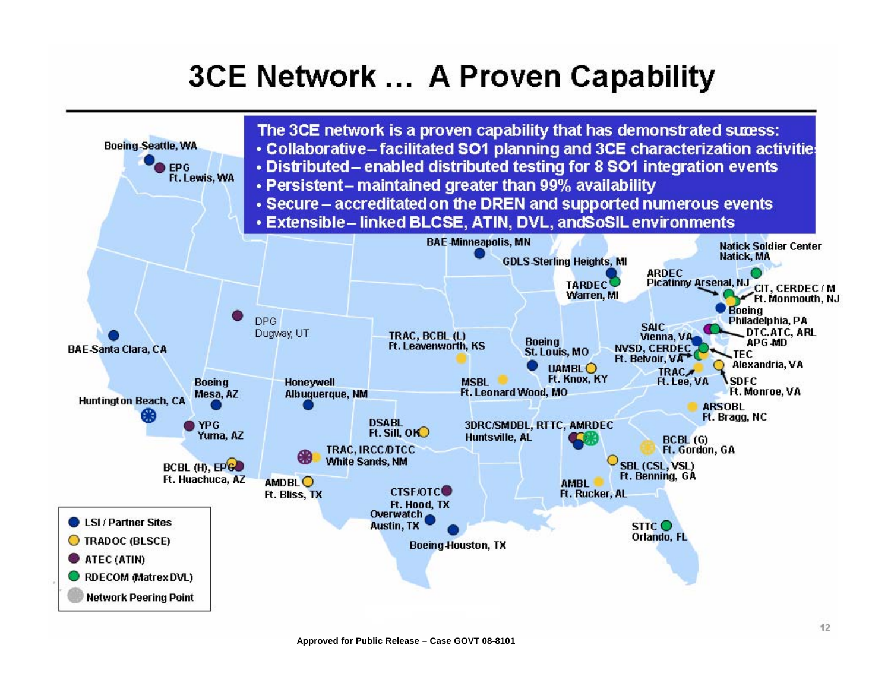# 3CE Network … A Proven Capability

The 3CE network is a proven capability that has demonstrated sucess:

- Collaborative – facilitated SO1 planning and 3CE characterization activitie
- Distributed – enabled distributed testing for 8 SO1 integration events
- Persistent – maintained greater than 99% availability
- Secure – accreditated on the DREN and supported numerous events
- Extensible – linked BLCSE, ATIN, DVL, and SoSIL environments

Boeing-Seattle, WA
EPG Ft. Lewis, WA
BAE-Santa Clara, CA
DPG Dugway, UT
Huntington Beach, CA
Boeing Mesa, AZ
YPG Yuma, AZ
BCBL (H), EPG Ft. Huachuca, AZ
Honeywell Albuquerque, NM
TRAC, IRCC/DTCC White Sands, NM
AMDBL Ft. Bliss, TX
DSABL Ft. Sill, OK
TRAC, BCBL (L) Ft. Leavenworth, KS
CTSF/OTC Ft. Hood, TX
Overwatch Austin, TX
Boeing-Houston, TX
BAE-Minneapolis, MN
MSBL Ft. Leonard Wood, MO
Boeing St. Louis, MO
UAMBL Ft. Knox, KY
GDLS-Sterling Heights, MI
TARDEC Warren, MI
3DRC/SMDBL, RTTC, AMRDEC Huntsville, AL
AMBL Ft. Rucker, AL
SBL (CSL, VSL) Ft. Benning, GA
BCBL (G) Ft. Gordon, GA
STTC Orlando, FL
ARSOBL Ft. Bragg, NC
TRAC Ft. Lee, VA
NVSD, CERDEC Ft. Belvoir, VA
SAIC Vienna, VA
TEC Alexandria, VA
SDFC Ft. Monroe, VA
DTC.ATC, ARL APG-MD
Boeing Philadelphia, PA
ARDEC Picatinny Arsenal, NJ
CIT, CERDEC / M Ft. Monmouth, NJ
Natick Soldier Center Natick, MA

- LSI / Partner Sites
- TRADOC (BLSCE)
- ATEC (ATIN)
- RDECOM (Matrex DVL)
- Network Peering Point

Approved for Public Release – Case GOVT 08-8101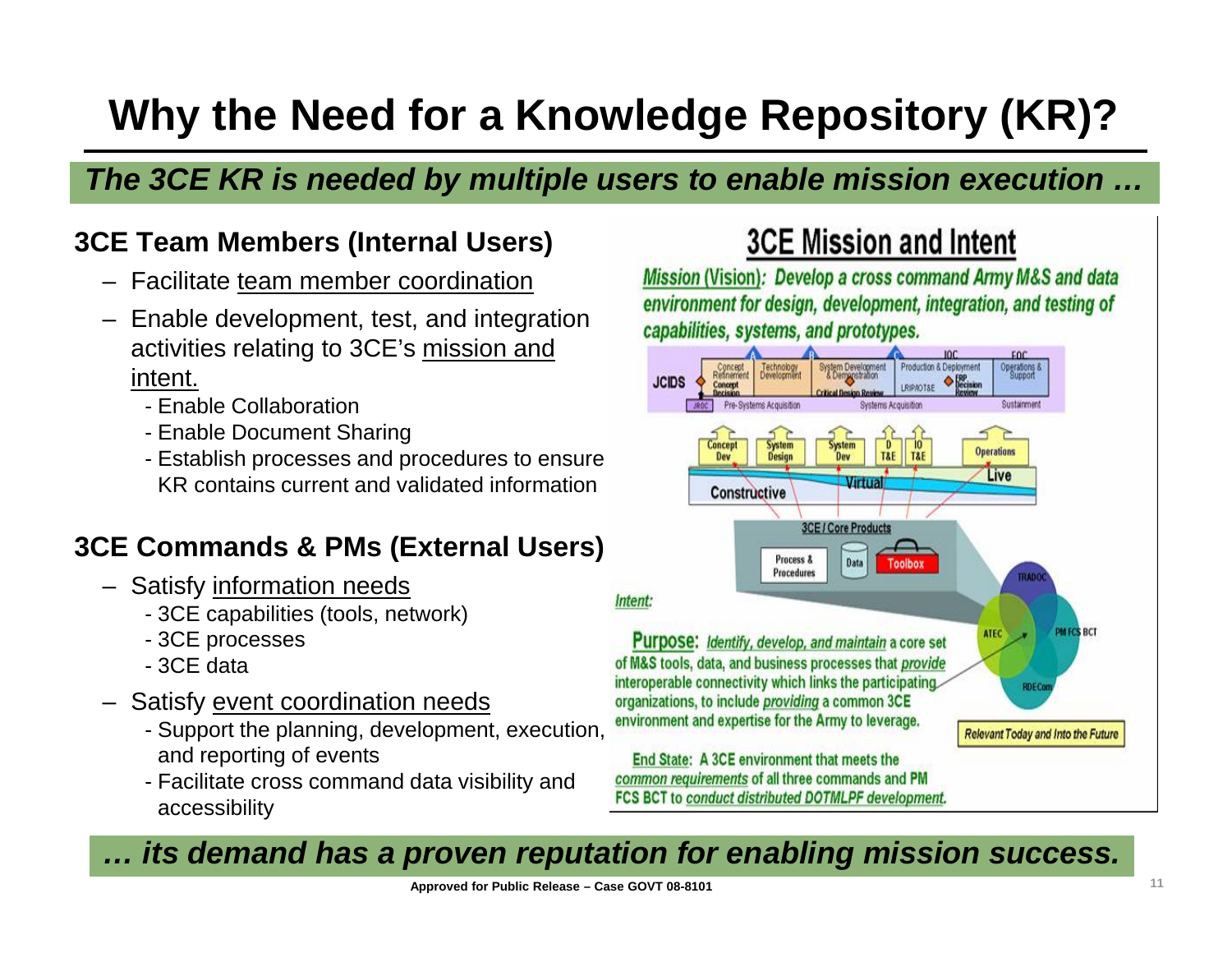# Why the Need for a Knowledge Repository (KR)?

***The 3CE KR is needed by multiple users to enable mission execution …***

### 3CE Team Members (Internal Users)

- Facilitate team member coordination
- Enable development, test, and integration activities relating to 3CE's mission and intent.
  - Enable Collaboration
  - Enable Document Sharing
  - Establish processes and procedures to ensure KR contains current and validated information

### 3CE Commands & PMs (External Users)

- Satisfy information needs
  - 3CE capabilities (tools, network)
  - 3CE processes
  - 3CE data
- Satisfy event coordination needs
  - Support the planning, development, execution, and reporting of events
  - Facilitate cross command data visibility and accessibility

## 3CE Mission and Intent

***Mission (Vision): Develop a cross command Army M&S and data environment for design, development, integration, and testing of capabilities, systems, and prototypes.***

JCIDS: Concept Refinement, Technology Development, System Development & Demonstration, Production & Deployment, Operations & Support; Concept Decision, Critical Design Review, LRIP/IOT&E, FRP Decision Review, IOC, FOC; JROC, Pre-Systems Acquisition, Systems Acquisition, Sustainment

Concept Dev, System Design, System Dev, D T&E, IO T&E, Operations

Constructive, Virtual, Live

3CE / Core Products: Process & Procedures, Data, Toolbox

TRADOC, ATEC, PM FCS BCT, RDECom

*Intent:*

**Purpose:** *Identify, develop, and maintain* a core set of M&S tools, data, and business processes that *provide* interoperable connectivity which links the participating organizations, to include *providing* a common 3CE environment and expertise for the Army to leverage.

*Relevant Today and Into the Future*

**End State:** A 3CE environment that meets the *common requirements* of all three commands and PM FCS BCT to *conduct distributed DOTMLPF development.*

***… its demand has a proven reputation for enabling mission success.***

Approved for Public Release – Case GOVT 08-8101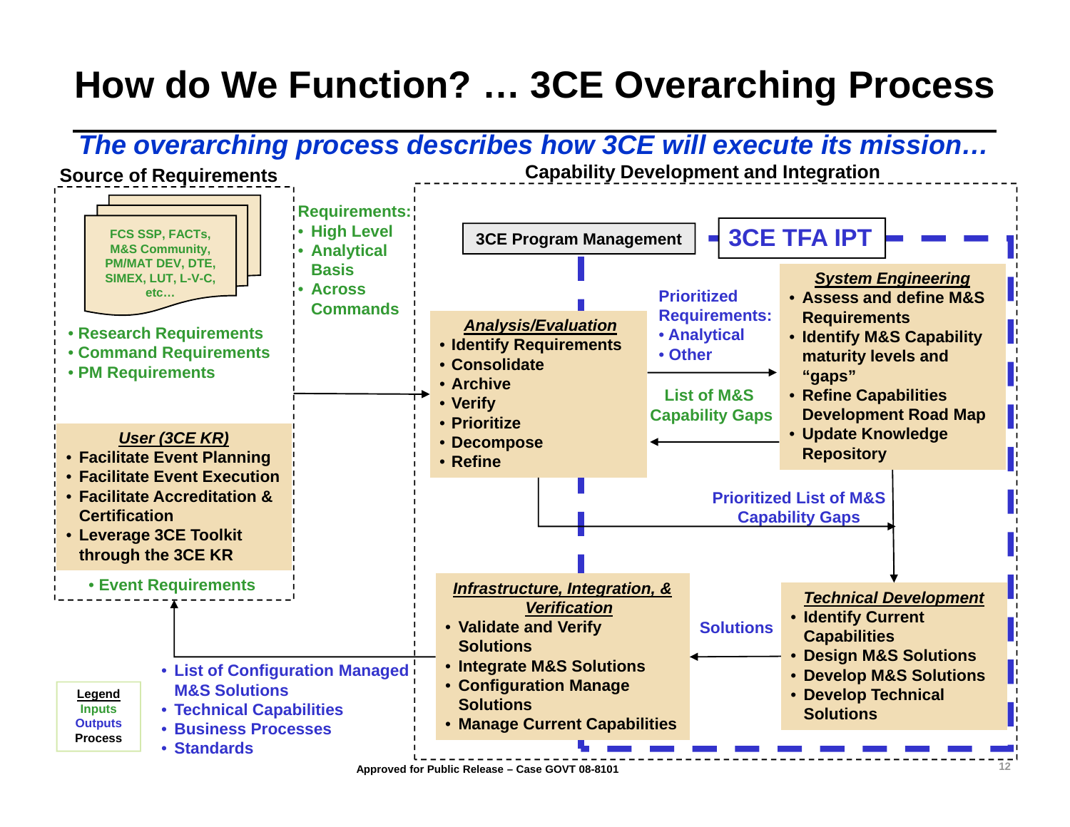# How do We Function? … 3CE Overarching Process

*The overarching process describes how 3CE will execute its mission…*

## Source of Requirements

FCS SSP, FACTs, M&S Community, PM/MAT DEV, DTE, SIMEX, LUT, L-V-C, etc…

- Research Requirements
- Command Requirements
- PM Requirements

Requirements:
- High Level
- Analytical Basis
- Across Commands

***User (3CE KR)***
- Facilitate Event Planning
- Facilitate Event Execution
- Facilitate Accreditation & Certification
- Leverage 3CE Toolkit through the 3CE KR

- Event Requirements

## Capability Development and Integration

**3CE Program Management**

**3CE TFA IPT**

***Analysis/Evaluation***
- Identify Requirements
- Consolidate
- Archive
- Verify
- Prioritize
- Decompose
- Refine

Prioritized Requirements:
- Analytical
- Other

List of M&S Capability Gaps

***System Engineering***
- Assess and define M&S Requirements
- Identify M&S Capability maturity levels and "gaps"
- Refine Capabilities Development Road Map
- Update Knowledge Repository

Prioritized List of M&S Capability Gaps

***Technical Development***
- Identify Current Capabilities
- Design M&S Solutions
- Develop M&S Solutions
- Develop Technical Solutions

Solutions

***Infrastructure, Integration, & Verification***
- Validate and Verify Solutions
- Integrate M&S Solutions
- Configuration Manage Solutions
- Manage Current Capabilities

- List of Configuration Managed M&S Solutions
- Technical Capabilities
- Business Processes
- Standards

**Legend**
- Inputs
- Outputs
- Process

Approved for Public Release – Case GOVT 08-8101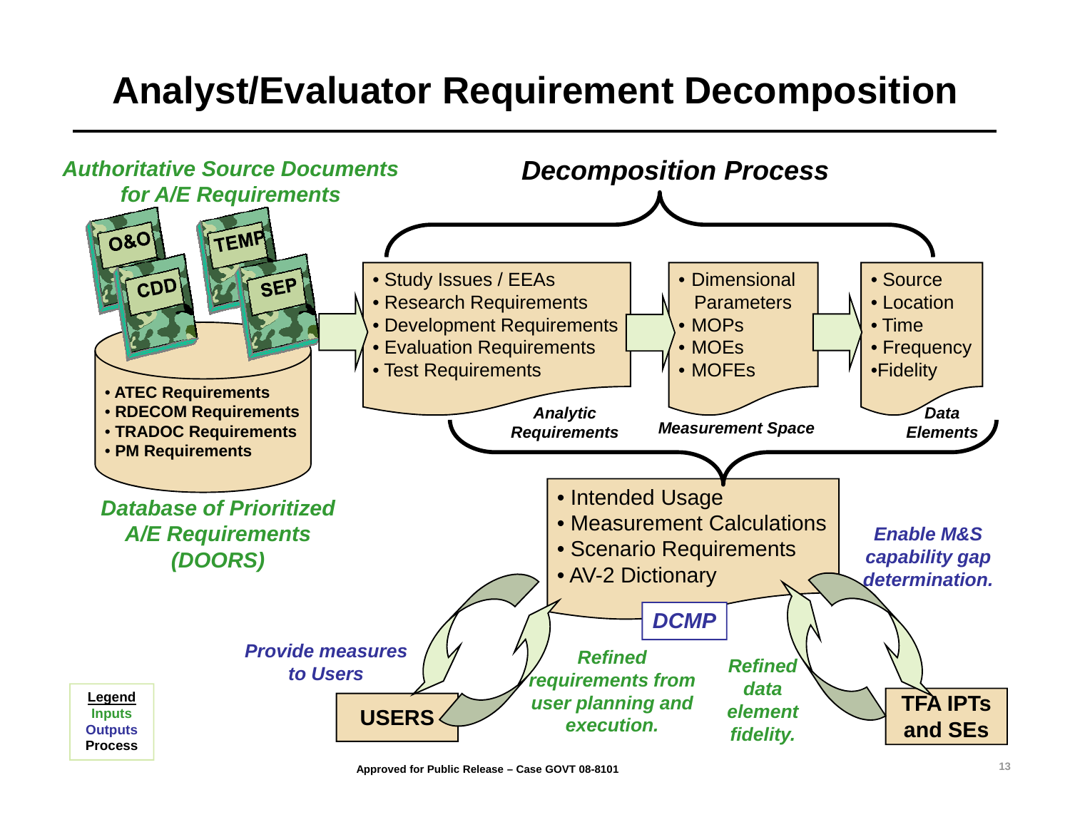# Analyst/Evaluator Requirement Decomposition

*Authoritative Source Documents for A/E Requirements*

O&O
TEMP
CDD
SEP

- ATEC Requirements
- RDECOM Requirements
- TRADOC Requirements
- PM Requirements

*Database of Prioritized A/E Requirements (DOORS)*

## *Decomposition Process*

- Study Issues / EEAs
- Research Requirements
- Development Requirements
- Evaluation Requirements
- Test Requirements

*Analytic Requirements*

- Dimensional Parameters
- MOPs
- MOEs
- MOFEs

*Measurement Space*

- Source
- Location
- Time
- Frequency
- Fidelity

*Data Elements*

- Intended Usage
- Measurement Calculations
- Scenario Requirements
- AV-2 Dictionary

*DCMP*

*Enable M&S capability gap determination.*

*Provide measures to Users*

*Refined requirements from user planning and execution.*

*Refined data element fidelity.*

**USERS**

**TFA IPTs and SEs**

**Legend**
Inputs
Outputs
Process

Approved for Public Release – Case GOVT 08-8101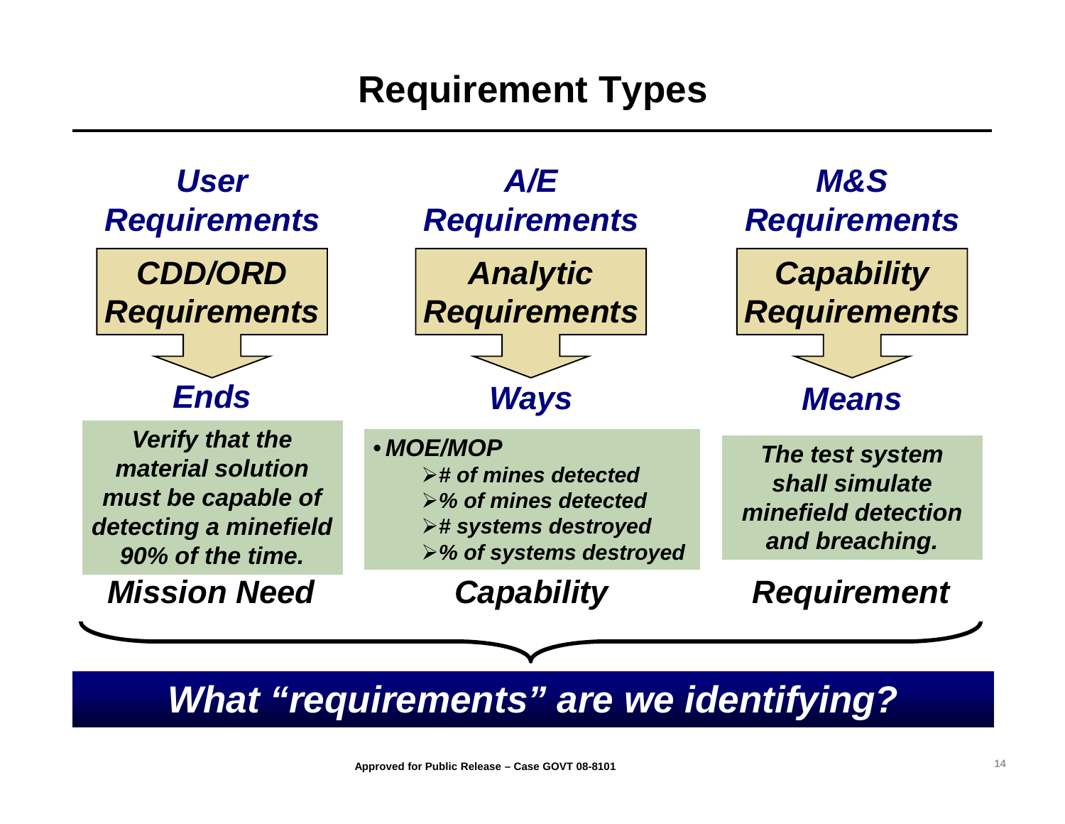# Requirement Types

| *User Requirements* | *A/E Requirements* | *M&S Requirements* |
|---|---|---|
| ***CDD/ORD Requirements*** | ***Analytic Requirements*** | ***Capability Requirements*** |
| ***Ends*** | ***Ways*** | ***Means*** |
| ***Verify that the material solution must be capable of detecting a minefield 90% of the time.*** | ***• MOE/MOP*** <br> ***➢ # of mines detected*** <br> ***➢ % of mines detected*** <br> ***➢ # systems destroyed*** <br> ***➢ % of systems destroyed*** | ***The test system shall simulate minefield detection and breaching.*** |
| ***Mission Need*** | ***Capability*** | ***Requirement*** |

***What "requirements" are we identifying?***

**Approved for Public Release – Case GOVT 08-8101**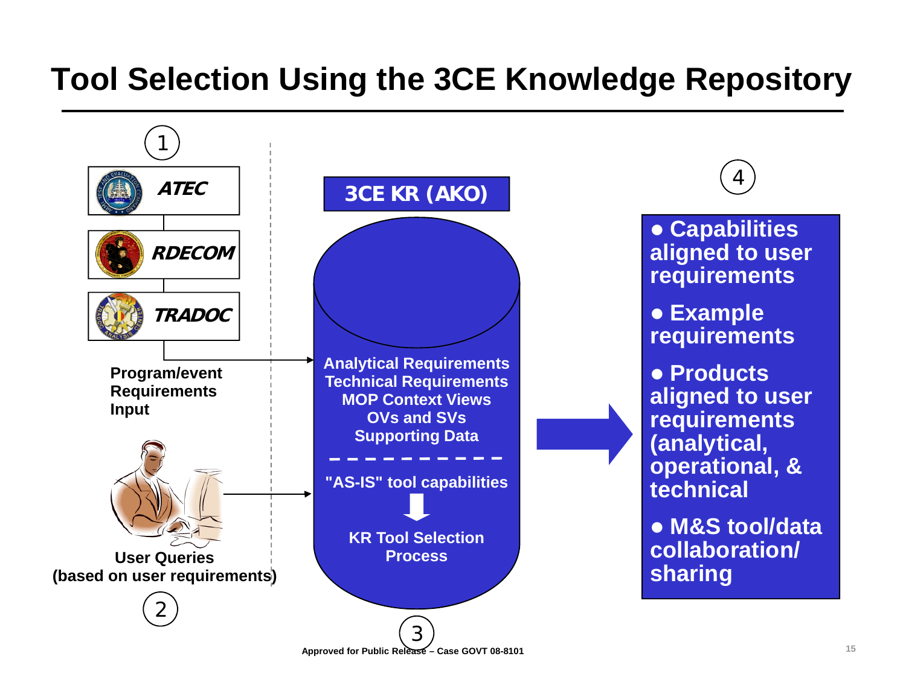# Tool Selection Using the 3CE Knowledge Repository

1

**ATEC**

**RDECOM**

**TRADOC**

**Program/event Requirements Input**

**User Queries (based on user requirements)**

2

**3CE KR (AKO)**

**Analytical Requirements**
**Technical Requirements**
**MOP Context Views**
**OVs and SVs**
**Supporting Data**

**"AS-IS" tool capabilities**

**KR Tool Selection Process**

3

4

- **Capabilities aligned to user requirements**
- **Example requirements**
- **Products aligned to user requirements (analytical, operational, & technical**
- **M&S tool/data collaboration/ sharing**

**Approved for Public Release – Case GOVT 08-8101**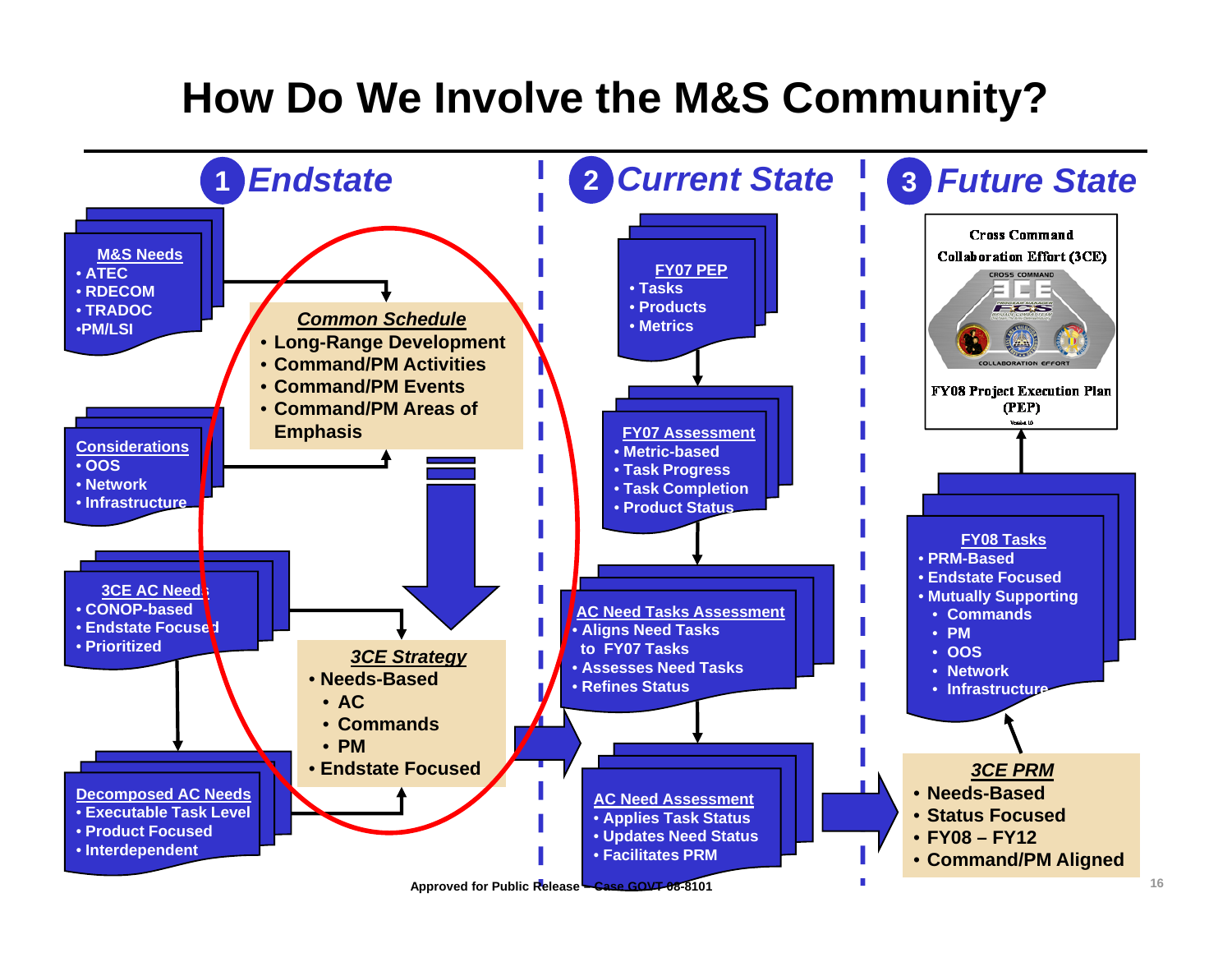# How Do We Involve the M&S Community?

## 1 Endstate

**M&S Needs**
- ATEC
- RDECOM
- TRADOC
- PM/LSI

**Considerations**
- OOS
- Network
- Infrastructure

**3CE AC Needs**
- CONOP-based
- Endstate Focused
- Prioritized

**Decomposed AC Needs**
- Executable Task Level
- Product Focused
- Interdependent

***Common Schedule***
- Long-Range Development
- Command/PM Activities
- Command/PM Events
- Command/PM Areas of Emphasis

***3CE Strategy***
- Needs-Based
  - AC
  - Commands
  - PM
- Endstate Focused

## 2 Current State

**FY07 PEP**
- Tasks
- Products
- Metrics

**FY07 Assessment**
- Metric-based
- Task Progress
- Task Completion
- Product Status

**AC Need Tasks Assessment**
- Aligns Need Tasks to FY07 Tasks
- Assesses Need Tasks
- Refines Status

**AC Need Assessment**
- Applies Task Status
- Updates Need Status
- Facilitates PRM

## 3 Future State

Cross Command Collaboration Effort (3CE)

FY08 Project Execution Plan (PEP)

**FY08 Tasks**
- PRM-Based
- Endstate Focused
- Mutually Supporting
  - Commands
  - PM
  - OOS
  - Network
  - Infrastructure

***3CE PRM***
- Needs-Based
- Status Focused
- FY08 – FY12
- Command/PM Aligned

Approved for Public Release – Case GOVT 08-8101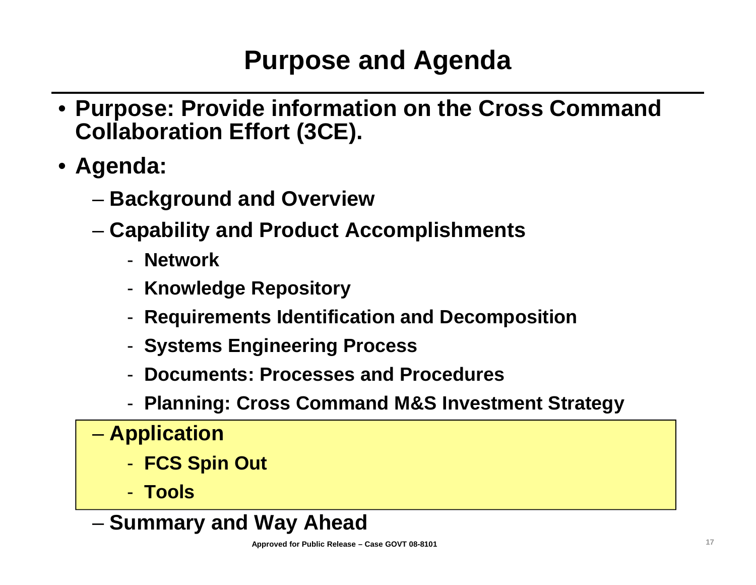# Purpose and Agenda

- **Purpose: Provide information on the Cross Command Collaboration Effort (3CE).**
- **Agenda:**
  - **Background and Overview**
  - **Capability and Product Accomplishments**
    - **Network**
    - **Knowledge Repository**
    - **Requirements Identification and Decomposition**
    - **Systems Engineering Process**
    - **Documents: Processes and Procedures**
    - **Planning: Cross Command M&S Investment Strategy**
  - **Application**
    - **FCS Spin Out**
    - **Tools**
  - **Summary and Way Ahead**

**Approved for Public Release – Case GOVT 08-8101**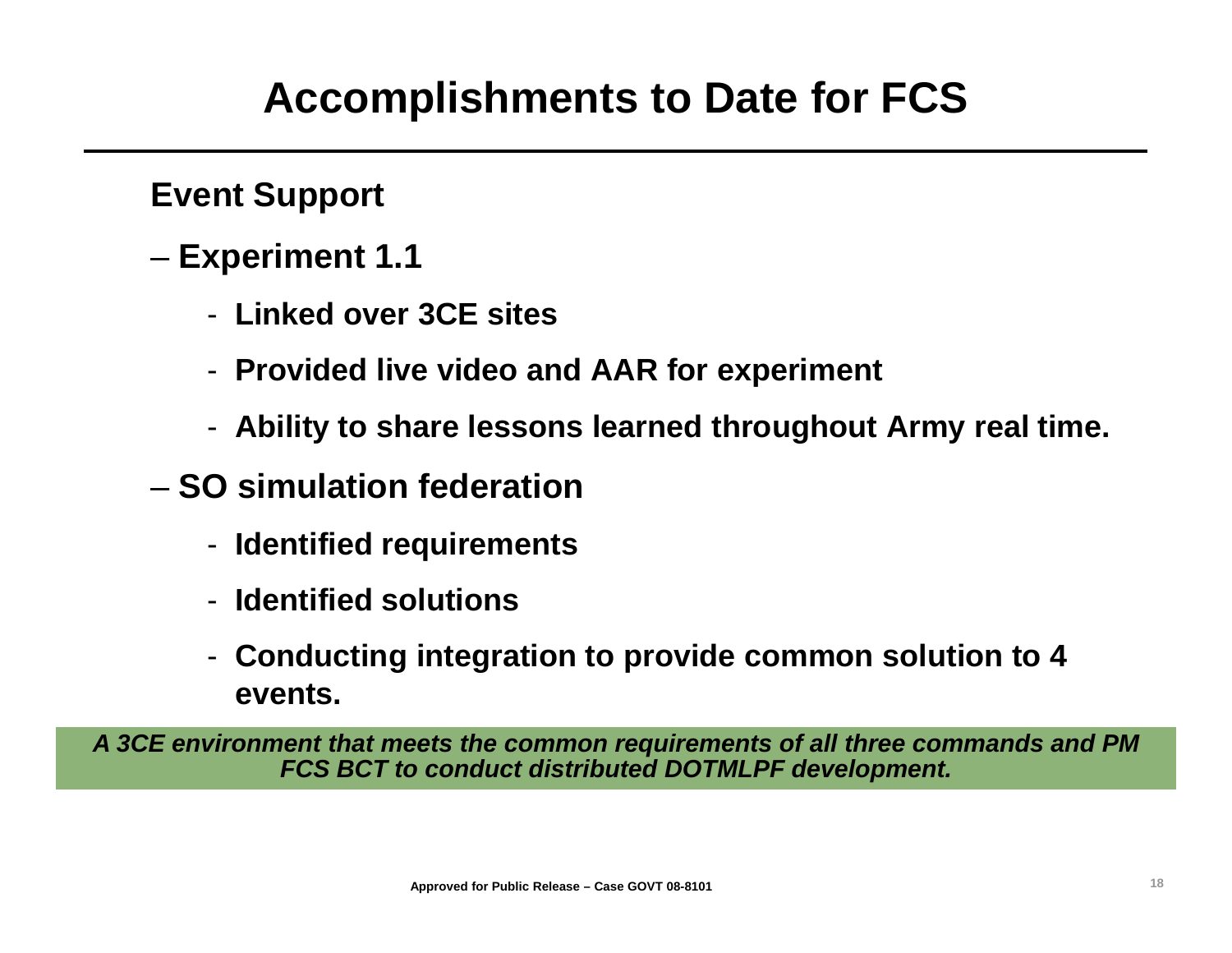# Accomplishments to Date for FCS

**Event Support**

- **Experiment 1.1**
  - **Linked over 3CE sites**
  - **Provided live video and AAR for experiment**
  - **Ability to share lessons learned throughout Army real time.**
- **SO simulation federation**
  - **Identified requirements**
  - **Identified solutions**
  - **Conducting integration to provide common solution to 4 events.**

***A 3CE environment that meets the common requirements of all three commands and PM FCS BCT to conduct distributed DOTMLPF development.***

**Approved for Public Release – Case GOVT 08-8101**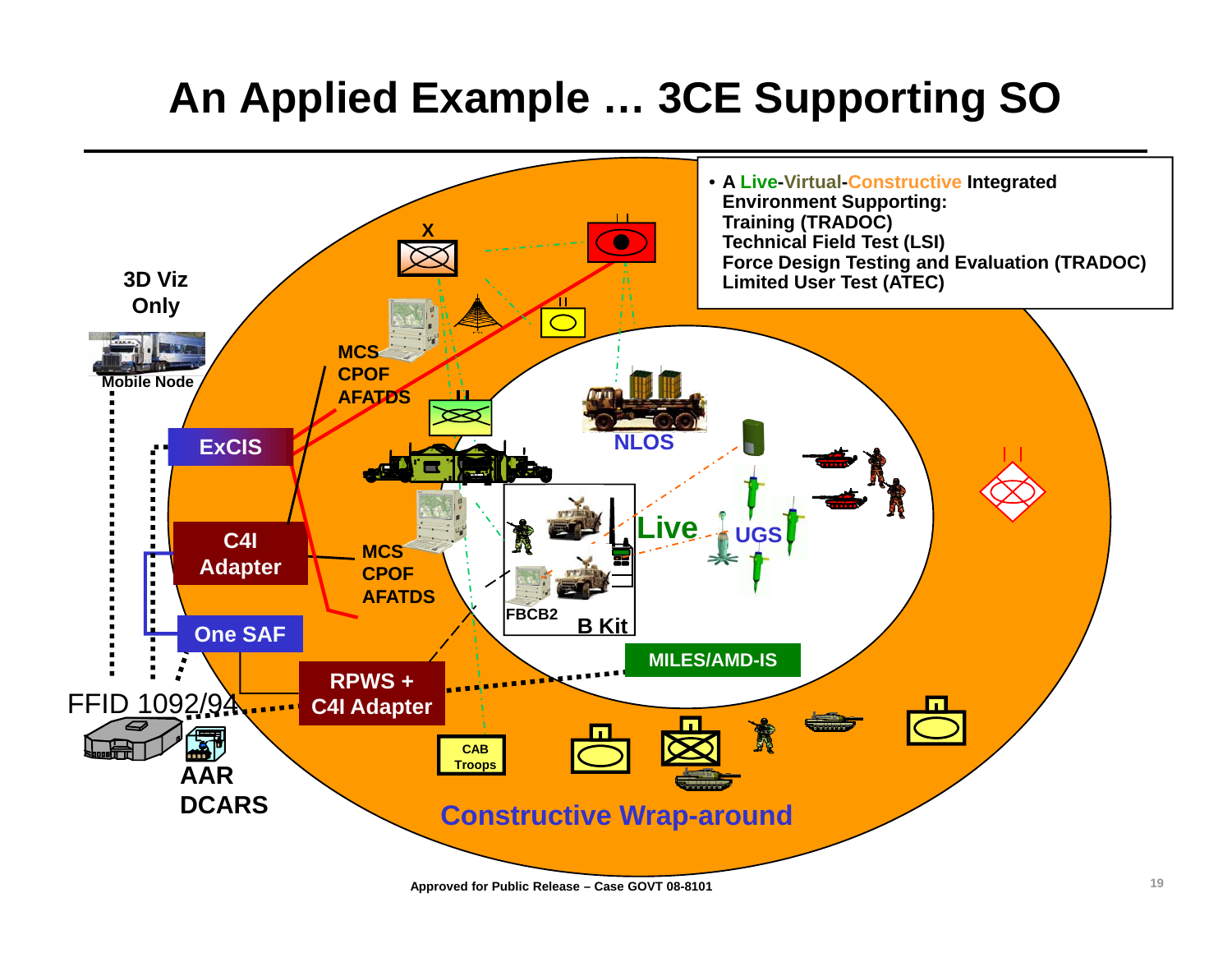# An Applied Example … 3CE Supporting SO

- A Live-Virtual-Constructive Integrated Environment Supporting:
  Training (TRADOC)
  Technical Field Test (LSI)
  Force Design Testing and Evaluation (TRADOC)
  Limited User Test (ATEC)

3D Viz Only

Mobile Node

ExCIS

C4I Adapter

One SAF

FFID 1092/94

AAR

DCARS

RPWS + C4I Adapter

MCS
CPOF
AFATDS

MCS
CPOF
AFATDS

NLOS

Live

UGS

FBCB2

B Kit

MILES/AMD-IS

CAB Troops

Constructive Wrap-around

Approved for Public Release – Case GOVT 08-8101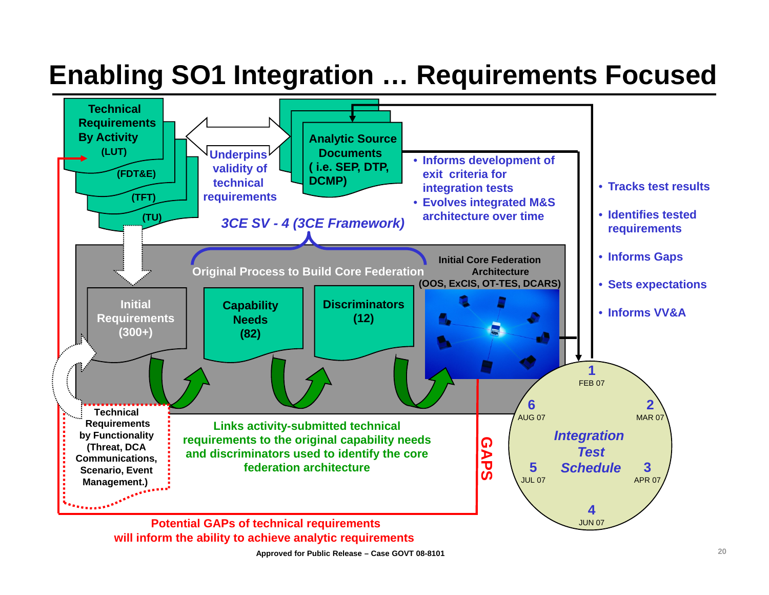# Enabling SO1 Integration … Requirements Focused

**Technical Requirements By Activity**
(LUT)
(FDT&E)
(TFT)
(TU)

Underpins validity of technical requirements

**Analytic Source Documents ( i.e. SEP, DTP, DCMP)**

- Informs development of exit criteria for integration tests
- Evolves integrated M&S architecture over time

*3CE SV - 4 (3CE Framework)*

Original Process to Build Core Federation

Initial Core Federation Architecture (OOS, ExCIS, OT-TES, DCARS)

Initial Requirements (300+)

Capability Needs (82)

Discriminators (12)

- Tracks test results
- Identifies tested requirements
- Informs Gaps
- Sets expectations
- Informs VV&A

**Technical Requirements by Functionality (Threat, DCA Communications, Scenario, Event Management.)**

Links activity-submitted technical requirements to the original capability needs and discriminators used to identify the core federation architecture

GAPS

*Integration Test Schedule*

1 FEB 07
2 MAR 07
3 APR 07
4 JUN 07
5 JUL 07
6 AUG 07

Potential GAPs of technical requirements will inform the ability to achieve analytic requirements

Approved for Public Release – Case GOVT 08-8101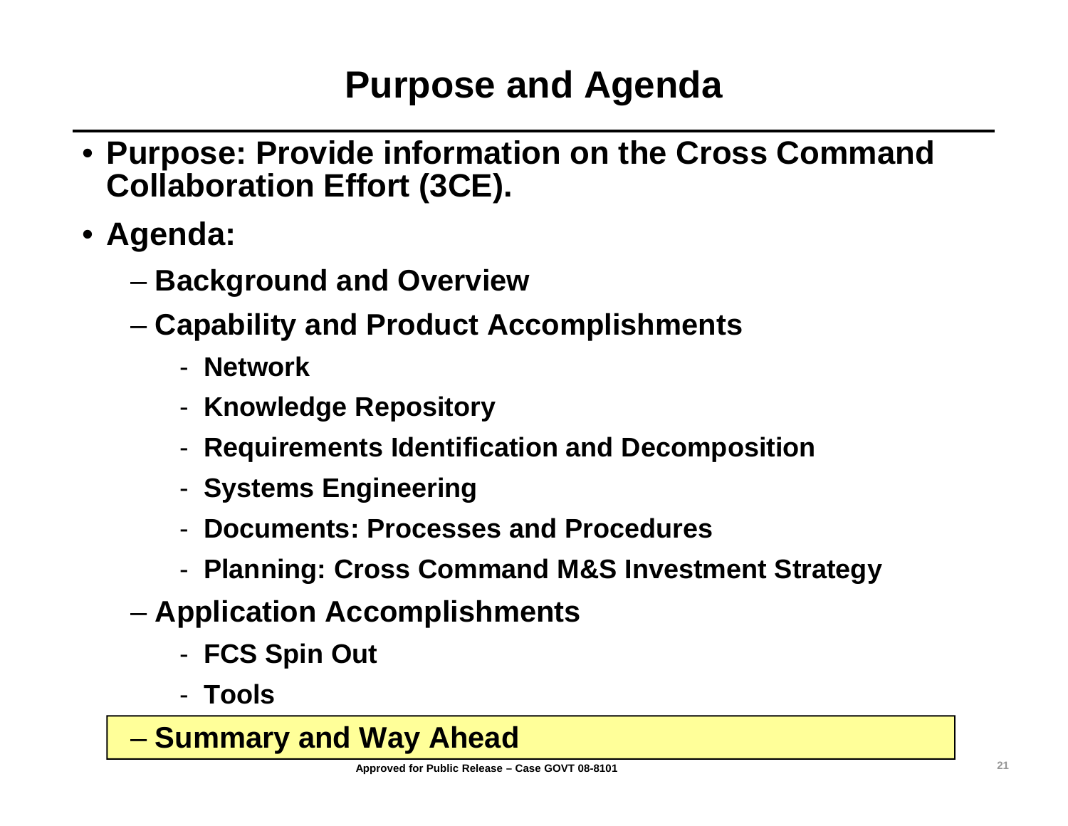# Purpose and Agenda

- **Purpose: Provide information on the Cross Command Collaboration Effort (3CE).**
- **Agenda:**
  - **Background and Overview**
  - **Capability and Product Accomplishments**
    - **Network**
    - **Knowledge Repository**
    - **Requirements Identification and Decomposition**
    - **Systems Engineering**
    - **Documents: Processes and Procedures**
    - **Planning: Cross Command M&S Investment Strategy**
  - **Application Accomplishments**
    - **FCS Spin Out**
    - **Tools**
  - **Summary and Way Ahead**

**Approved for Public Release – Case GOVT 08-8101**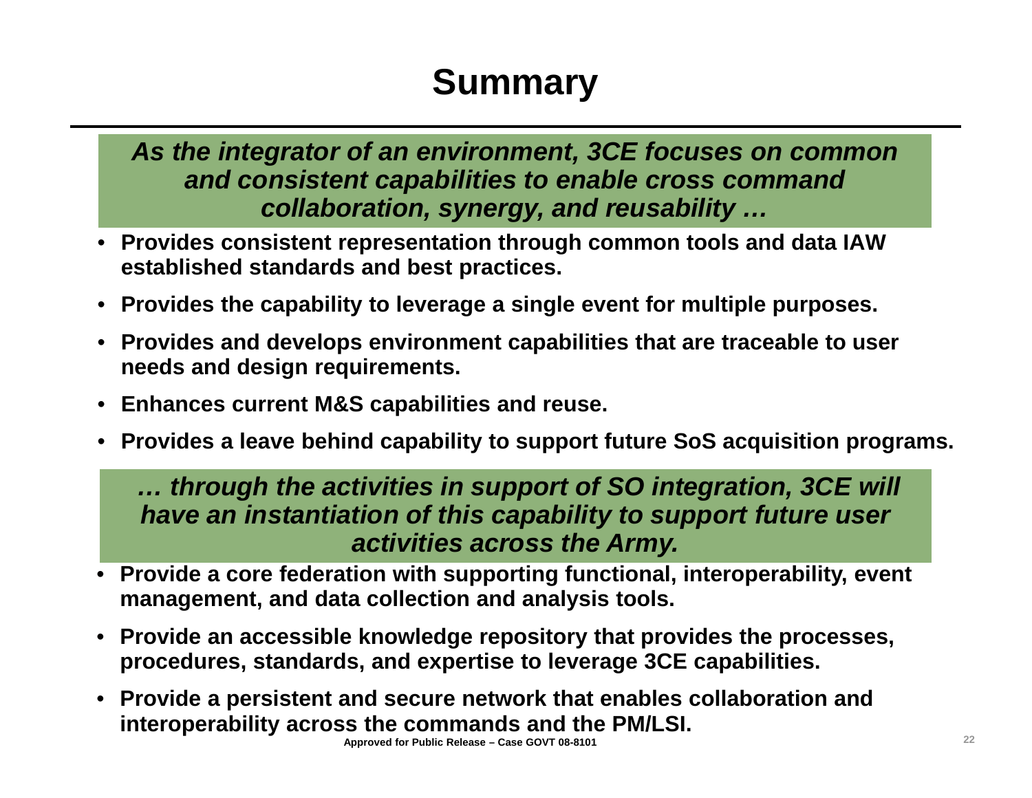# Summary

***As the integrator of an environment, 3CE focuses on common and consistent capabilities to enable cross command collaboration, synergy, and reusability …***

- **Provides consistent representation through common tools and data IAW established standards and best practices.**
- **Provides the capability to leverage a single event for multiple purposes.**
- **Provides and develops environment capabilities that are traceable to user needs and design requirements.**
- **Enhances current M&S capabilities and reuse.**
- **Provides a leave behind capability to support future SoS acquisition programs.**

***… through the activities in support of SO integration, 3CE will have an instantiation of this capability to support future user activities across the Army.***

- **Provide a core federation with supporting functional, interoperability, event management, and data collection and analysis tools.**
- **Provide an accessible knowledge repository that provides the processes, procedures, standards, and expertise to leverage 3CE capabilities.**
- **Provide a persistent and secure network that enables collaboration and interoperability across the commands and the PM/LSI.**

**Approved for Public Release – Case GOVT 08-8101**